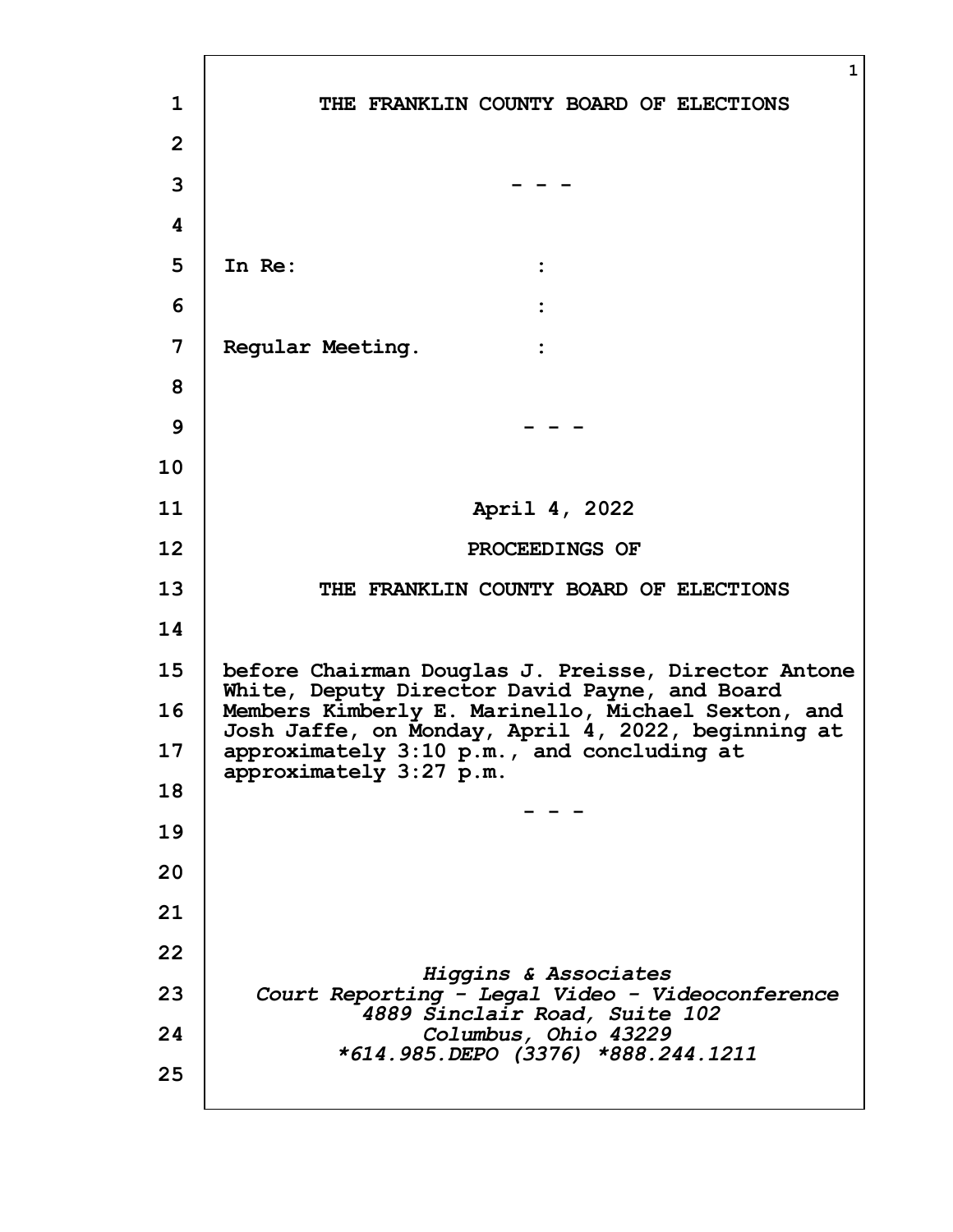# THE FRANKLIN COUNTY BOARD OF ELECTIONS

- - -

In Re: :

:

Regular Meeting. :

- - -

April 4, 2022

PROCEEDINGS OF

THE FRANKLIN COUNTY BOARD OF ELECTIONS

before Chairman Douglas J. Preisse, Director Antone White, Deputy Director David Payne, and Board Members Kimberly E. Marinello, Michael Sexton, and Josh Jaffe, on Monday, April 4, 2022, beginning at approximately 3:10 p.m., and concluding at approximately 3:27 p.m.

- - -

*Higgins & Associates*
*Court Reporting - Legal Video - Videoconference*
*4889 Sinclair Road, Suite 102*
*Columbus, Ohio 43229*
*\*614.985.DEPO (3376) \*888.244.1211*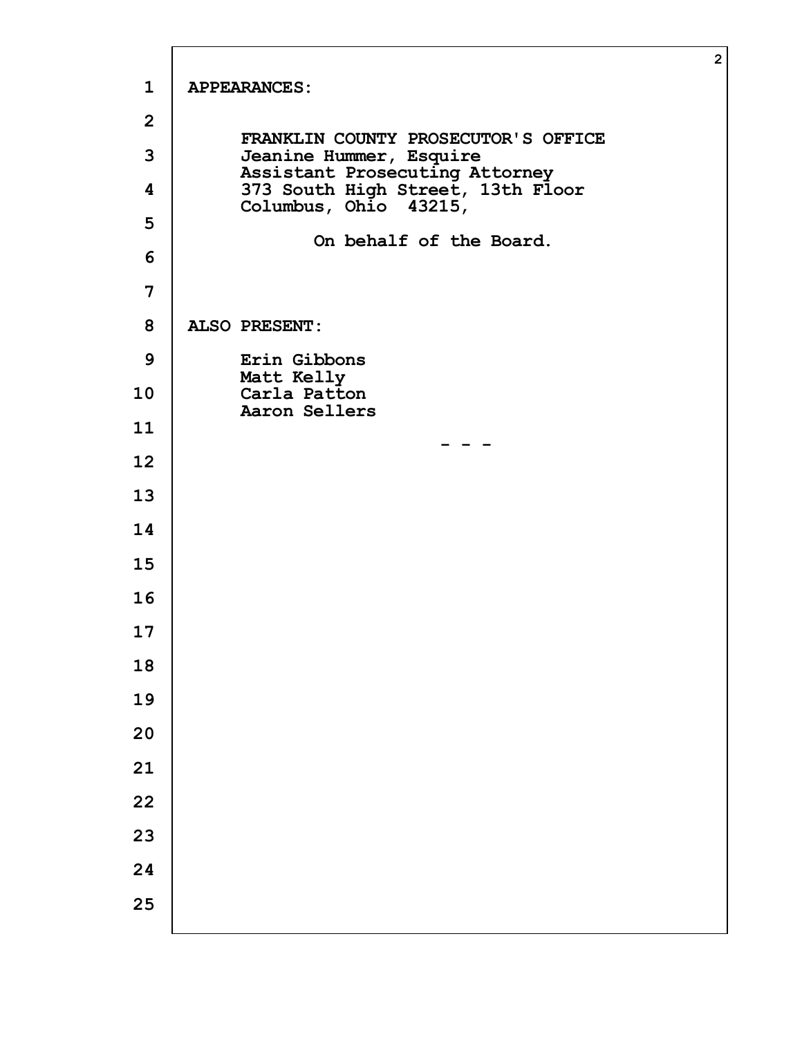**APPEARANCES:**

FRANKLIN COUNTY PROSECUTOR'S OFFICE
Jeanine Hummer, Esquire
Assistant Prosecuting Attorney
373 South High Street, 13th Floor
Columbus, Ohio 43215,

On behalf of the Board.

**ALSO PRESENT:**

Erin Gibbons
Matt Kelly
Carla Patton
Aaron Sellers

\- - -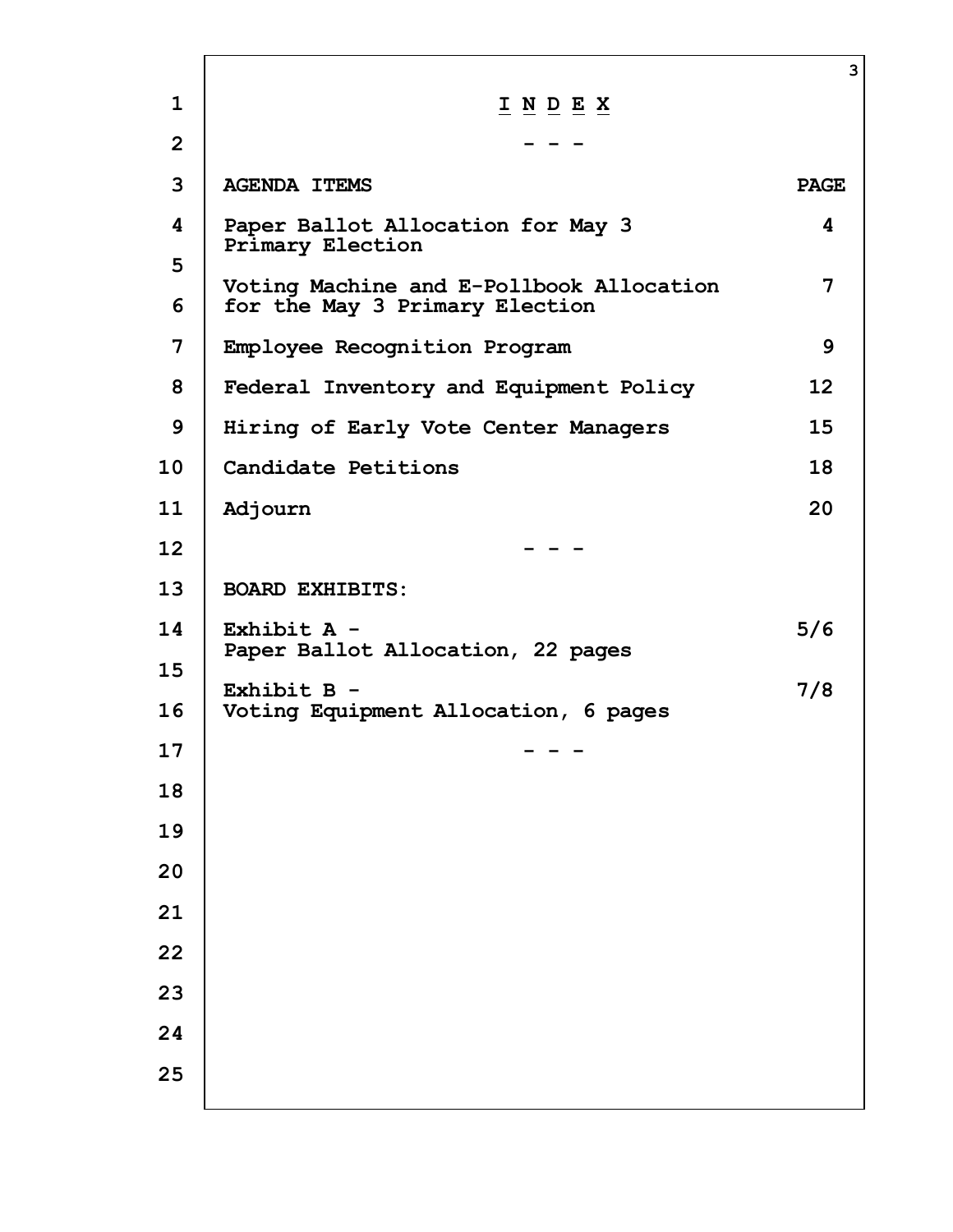# I N D E X

- - -

| AGENDA ITEMS | PAGE |
|---|---|
| Paper Ballot Allocation for May 3 Primary Election | 4 |
| Voting Machine and E-Pollbook Allocation for the May 3 Primary Election | 7 |
| Employee Recognition Program | 9 |
| Federal Inventory and Equipment Policy | 12 |
| Hiring of Early Vote Center Managers | 15 |
| Candidate Petitions | 18 |
| Adjourn | 20 |

- - -

| BOARD EXHIBITS: | |
|---|---|
| Exhibit A - Paper Ballot Allocation, 22 pages | 5/6 |
| Exhibit B - Voting Equipment Allocation, 6 pages | 7/8 |

- - -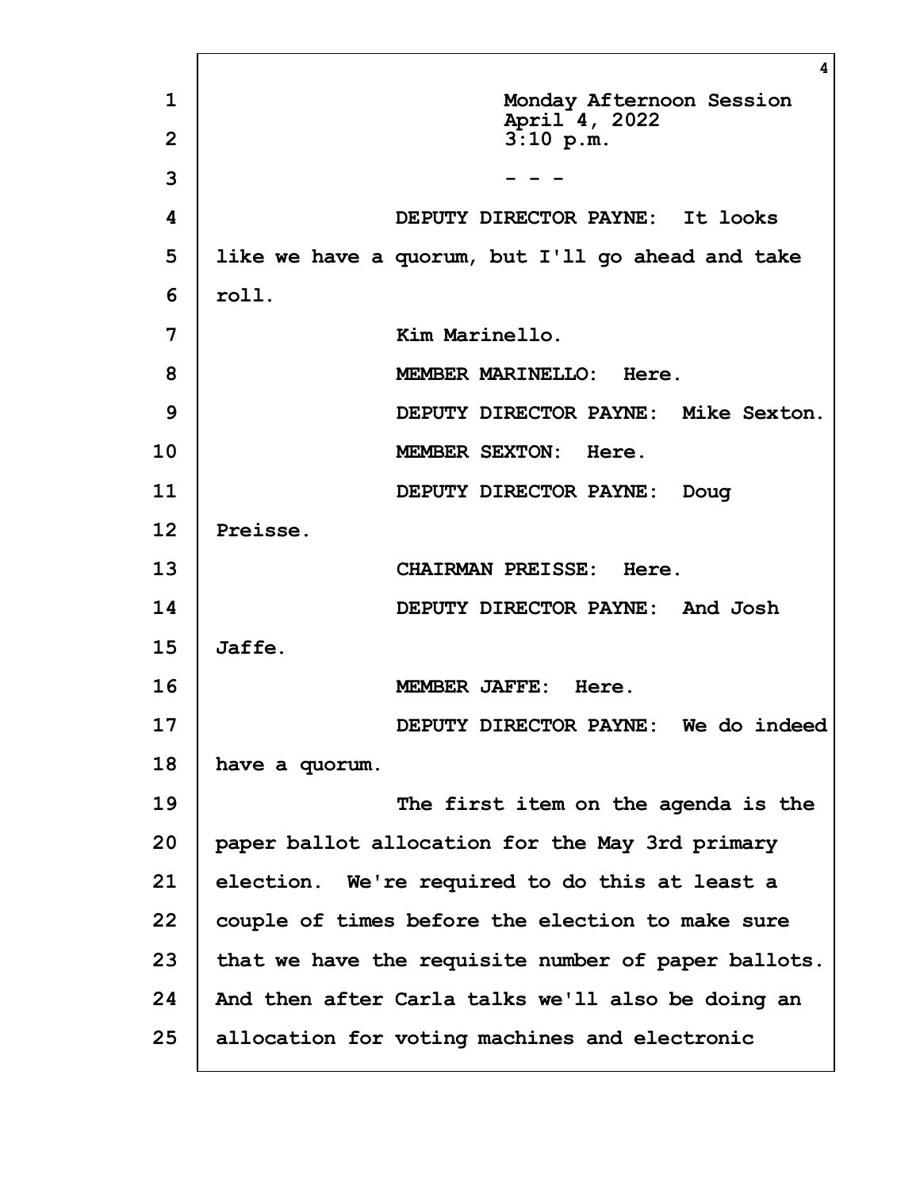Monday Afternoon Session
April 4, 2022
3:10 p.m.

- - -

DEPUTY DIRECTOR PAYNE: It looks like we have a quorum, but I'll go ahead and take roll.

Kim Marinello.

MEMBER MARINELLO: Here.

DEPUTY DIRECTOR PAYNE: Mike Sexton.

MEMBER SEXTON: Here.

DEPUTY DIRECTOR PAYNE: Doug Preisse.

CHAIRMAN PREISSE: Here.

DEPUTY DIRECTOR PAYNE: And Josh Jaffe.

MEMBER JAFFE: Here.

DEPUTY DIRECTOR PAYNE: We do indeed have a quorum.

The first item on the agenda is the paper ballot allocation for the May 3rd primary election. We're required to do this at least a couple of times before the election to make sure that we have the requisite number of paper ballots. And then after Carla talks we'll also be doing an allocation for voting machines and electronic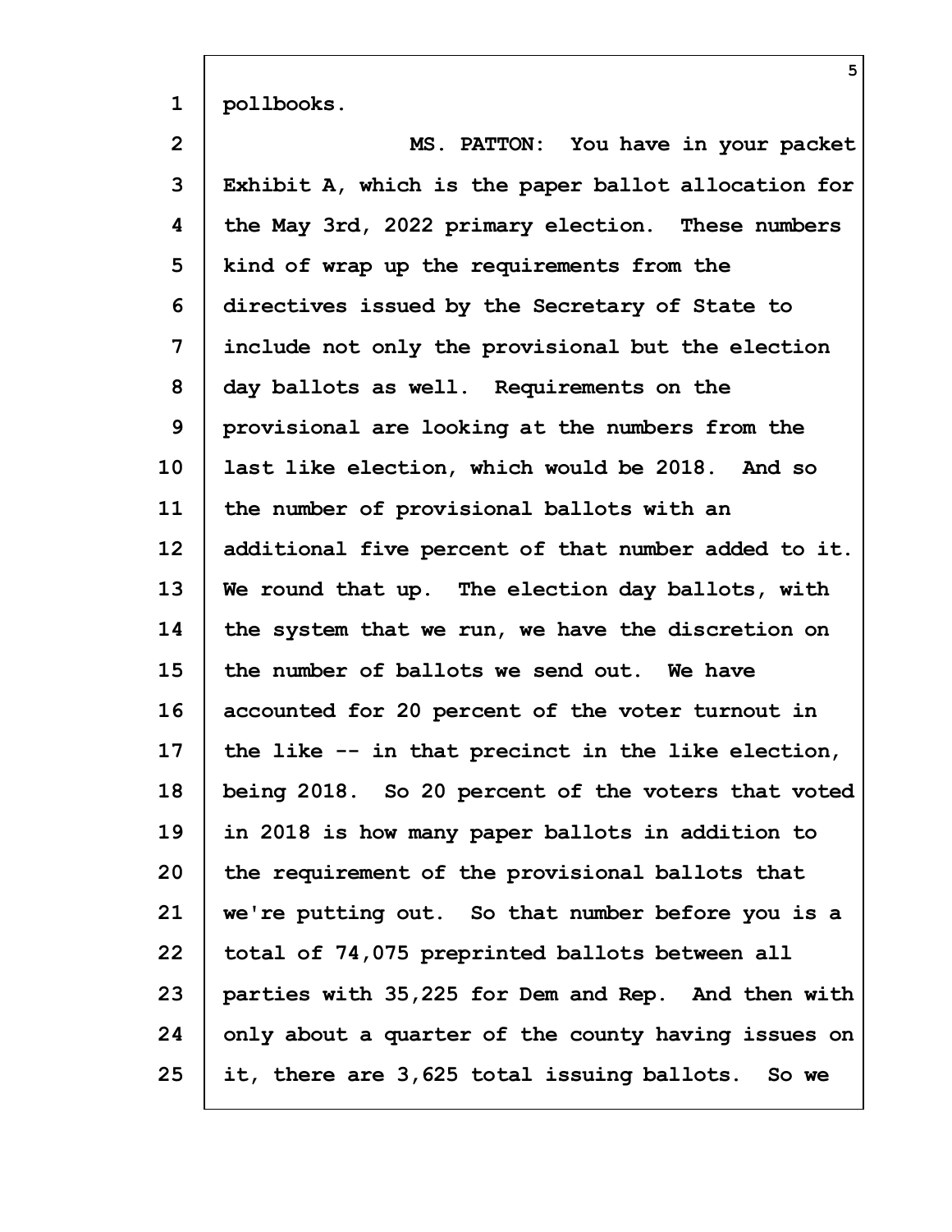pollbooks.

MS. PATTON: You have in your packet Exhibit A, which is the paper ballot allocation for the May 3rd, 2022 primary election. These numbers kind of wrap up the requirements from the directives issued by the Secretary of State to include not only the provisional but the election day ballots as well. Requirements on the provisional are looking at the numbers from the last like election, which would be 2018. And so the number of provisional ballots with an additional five percent of that number added to it. We round that up. The election day ballots, with the system that we run, we have the discretion on the number of ballots we send out. We have accounted for 20 percent of the voter turnout in the like -- in that precinct in the like election, being 2018. So 20 percent of the voters that voted in 2018 is how many paper ballots in addition to the requirement of the provisional ballots that we're putting out. So that number before you is a total of 74,075 preprinted ballots between all parties with 35,225 for Dem and Rep. And then with only about a quarter of the county having issues on it, there are 3,625 total issuing ballots. So we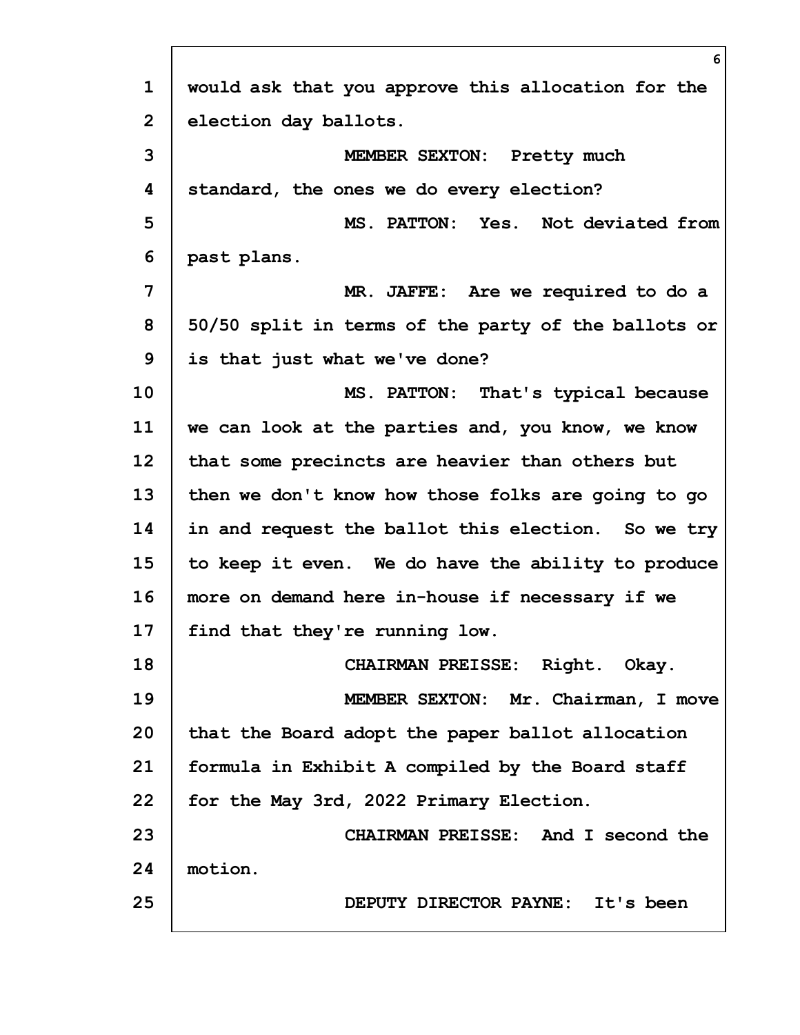would ask that you approve this allocation for the election day ballots.

MEMBER SEXTON: Pretty much standard, the ones we do every election?

MS. PATTON: Yes. Not deviated from past plans.

MR. JAFFE: Are we required to do a 50/50 split in terms of the party of the ballots or is that just what we've done?

MS. PATTON: That's typical because we can look at the parties and, you know, we know that some precincts are heavier than others but then we don't know how those folks are going to go in and request the ballot this election. So we try to keep it even. We do have the ability to produce more on demand here in-house if necessary if we find that they're running low.

CHAIRMAN PREISSE: Right. Okay.

MEMBER SEXTON: Mr. Chairman, I move that the Board adopt the paper ballot allocation formula in Exhibit A compiled by the Board staff for the May 3rd, 2022 Primary Election.

CHAIRMAN PREISSE: And I second the motion.

DEPUTY DIRECTOR PAYNE: It's been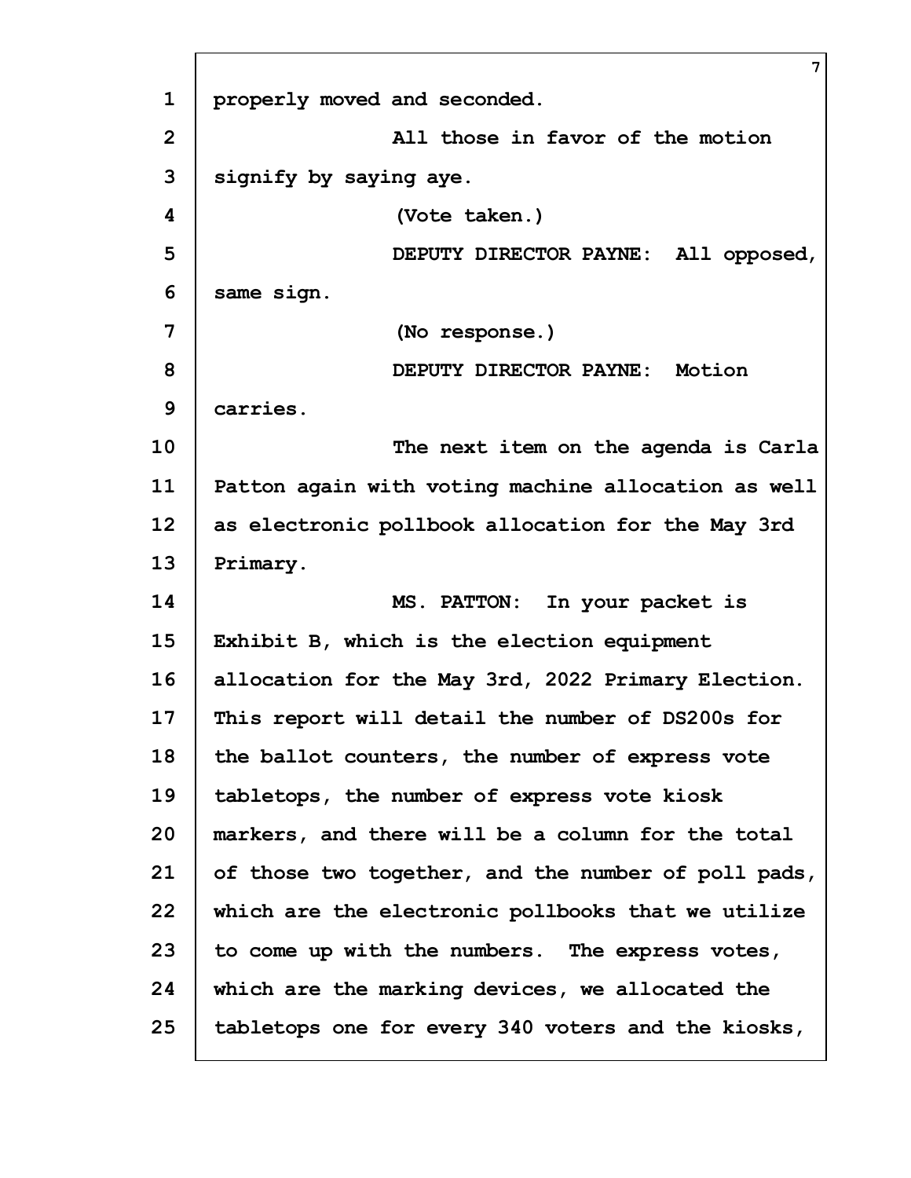properly moved and seconded.

All those in favor of the motion signify by saying aye.

(Vote taken.)

DEPUTY DIRECTOR PAYNE: All opposed, same sign.

(No response.)

DEPUTY DIRECTOR PAYNE: Motion carries.

The next item on the agenda is Carla Patton again with voting machine allocation as well as electronic pollbook allocation for the May 3rd Primary.

MS. PATTON: In your packet is Exhibit B, which is the election equipment allocation for the May 3rd, 2022 Primary Election. This report will detail the number of DS200s for the ballot counters, the number of express vote tabletops, the number of express vote kiosk markers, and there will be a column for the total of those two together, and the number of poll pads, which are the electronic pollbooks that we utilize to come up with the numbers. The express votes, which are the marking devices, we allocated the tabletops one for every 340 voters and the kiosks,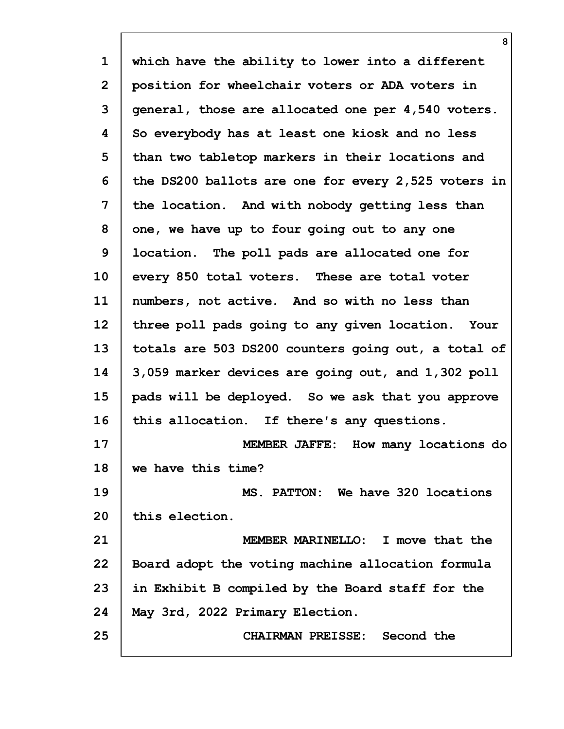which have the ability to lower into a different position for wheelchair voters or ADA voters in general, those are allocated one per 4,540 voters. So everybody has at least one kiosk and no less than two tabletop markers in their locations and the DS200 ballots are one for every 2,525 voters in the location. And with nobody getting less than one, we have up to four going out to any one location. The poll pads are allocated one for every 850 total voters. These are total voter numbers, not active. And so with no less than three poll pads going to any given location. Your totals are 503 DS200 counters going out, a total of 3,059 marker devices are going out, and 1,302 poll pads will be deployed. So we ask that you approve this allocation. If there's any questions.

MEMBER JAFFE: How many locations do we have this time?

MS. PATTON: We have 320 locations this election.

MEMBER MARINELLO: I move that the Board adopt the voting machine allocation formula in Exhibit B compiled by the Board staff for the May 3rd, 2022 Primary Election.

CHAIRMAN PREISSE: Second the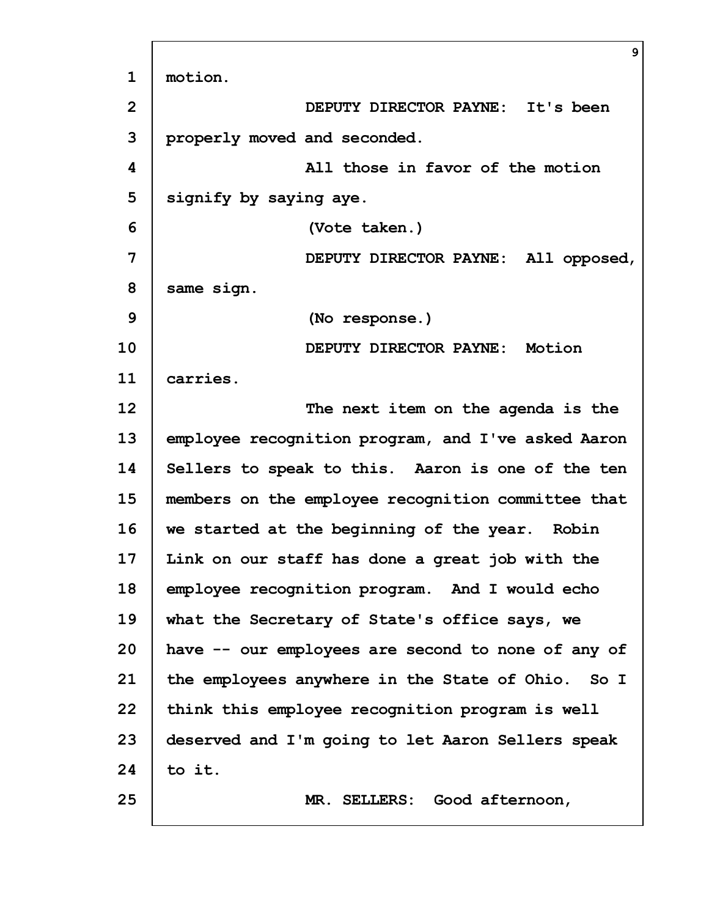motion.

DEPUTY DIRECTOR PAYNE: It's been properly moved and seconded.

All those in favor of the motion signify by saying aye.

(Vote taken.)

DEPUTY DIRECTOR PAYNE: All opposed, same sign.

(No response.)

DEPUTY DIRECTOR PAYNE: Motion carries.

The next item on the agenda is the employee recognition program, and I've asked Aaron Sellers to speak to this. Aaron is one of the ten members on the employee recognition committee that we started at the beginning of the year. Robin Link on our staff has done a great job with the employee recognition program. And I would echo what the Secretary of State's office says, we have -- our employees are second to none of any of the employees anywhere in the State of Ohio. So I think this employee recognition program is well deserved and I'm going to let Aaron Sellers speak to it.

MR. SELLERS: Good afternoon,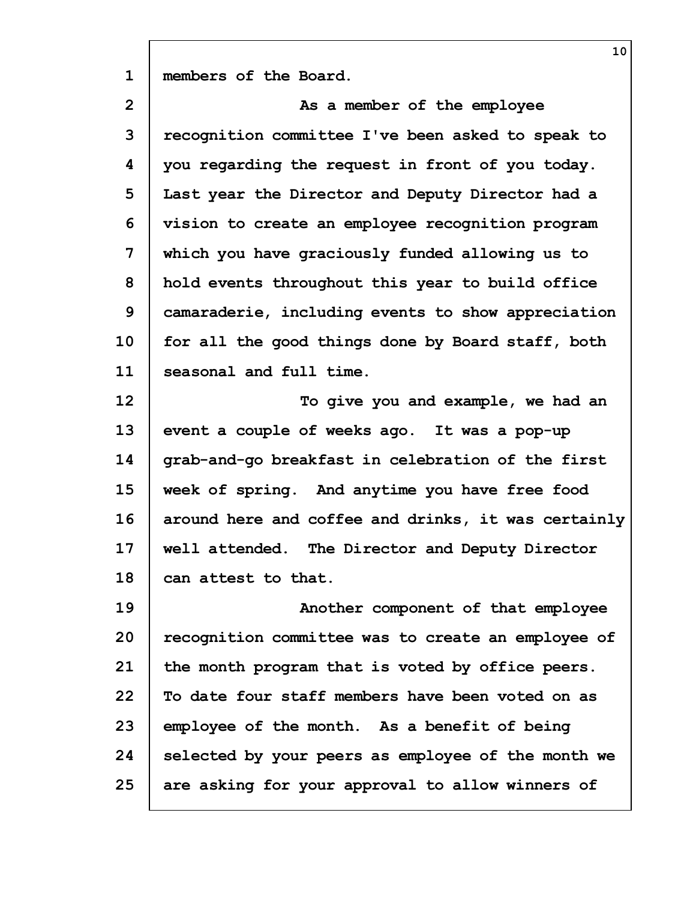members of the Board.

As a member of the employee recognition committee I've been asked to speak to you regarding the request in front of you today. Last year the Director and Deputy Director had a vision to create an employee recognition program which you have graciously funded allowing us to hold events throughout this year to build office camaraderie, including events to show appreciation for all the good things done by Board staff, both seasonal and full time.

To give you and example, we had an event a couple of weeks ago. It was a pop-up grab-and-go breakfast in celebration of the first week of spring. And anytime you have free food around here and coffee and drinks, it was certainly well attended. The Director and Deputy Director can attest to that.

Another component of that employee recognition committee was to create an employee of the month program that is voted by office peers. To date four staff members have been voted on as employee of the month. As a benefit of being selected by your peers as employee of the month we are asking for your approval to allow winners of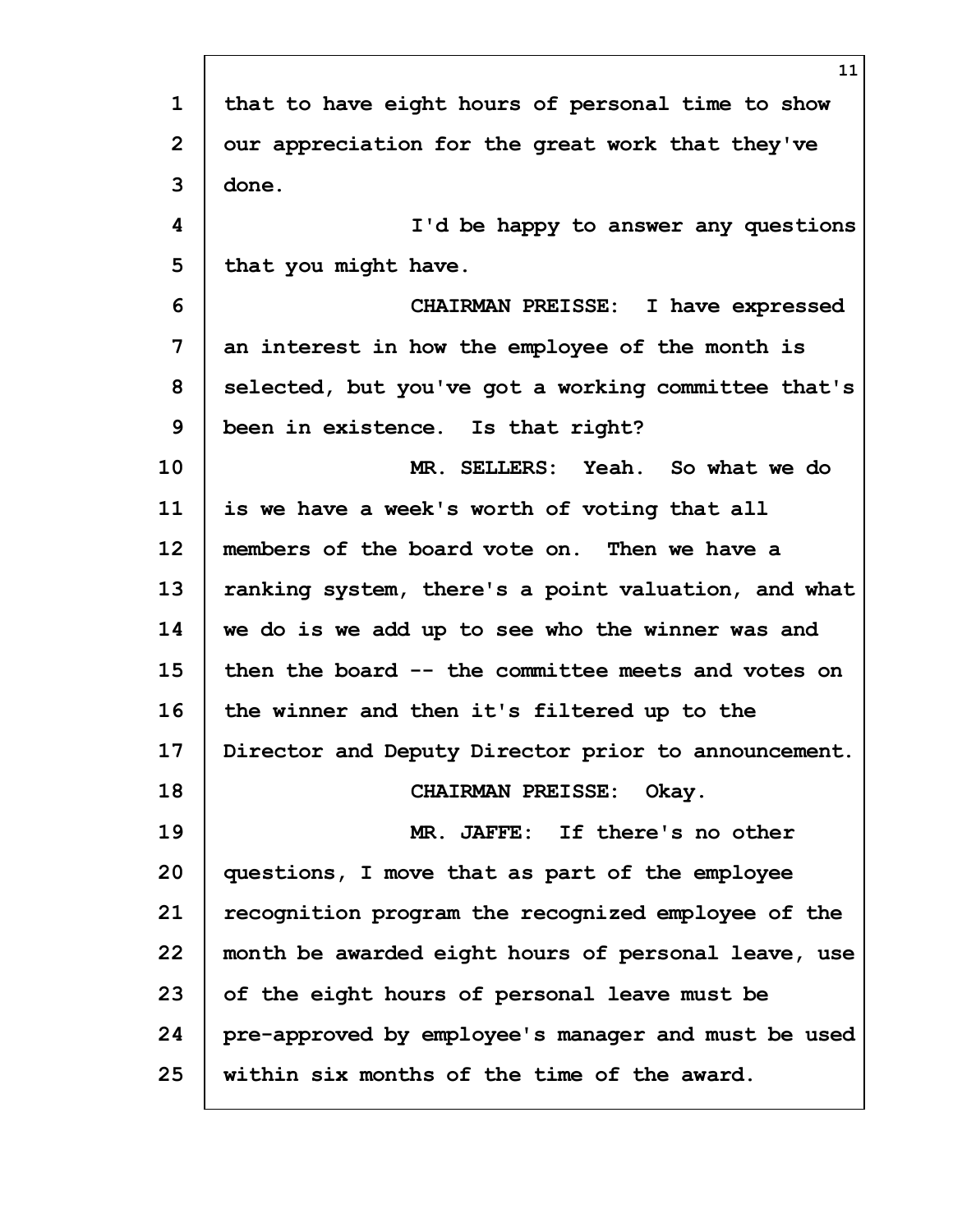that to have eight hours of personal time to show our appreciation for the great work that they've done.

I'd be happy to answer any questions that you might have.

CHAIRMAN PREISSE: I have expressed an interest in how the employee of the month is selected, but you've got a working committee that's been in existence. Is that right?

MR. SELLERS: Yeah. So what we do is we have a week's worth of voting that all members of the board vote on. Then we have a ranking system, there's a point valuation, and what we do is we add up to see who the winner was and then the board -- the committee meets and votes on the winner and then it's filtered up to the Director and Deputy Director prior to announcement.

CHAIRMAN PREISSE: Okay.

MR. JAFFE: If there's no other questions, I move that as part of the employee recognition program the recognized employee of the month be awarded eight hours of personal leave, use of the eight hours of personal leave must be pre-approved by employee's manager and must be used within six months of the time of the award.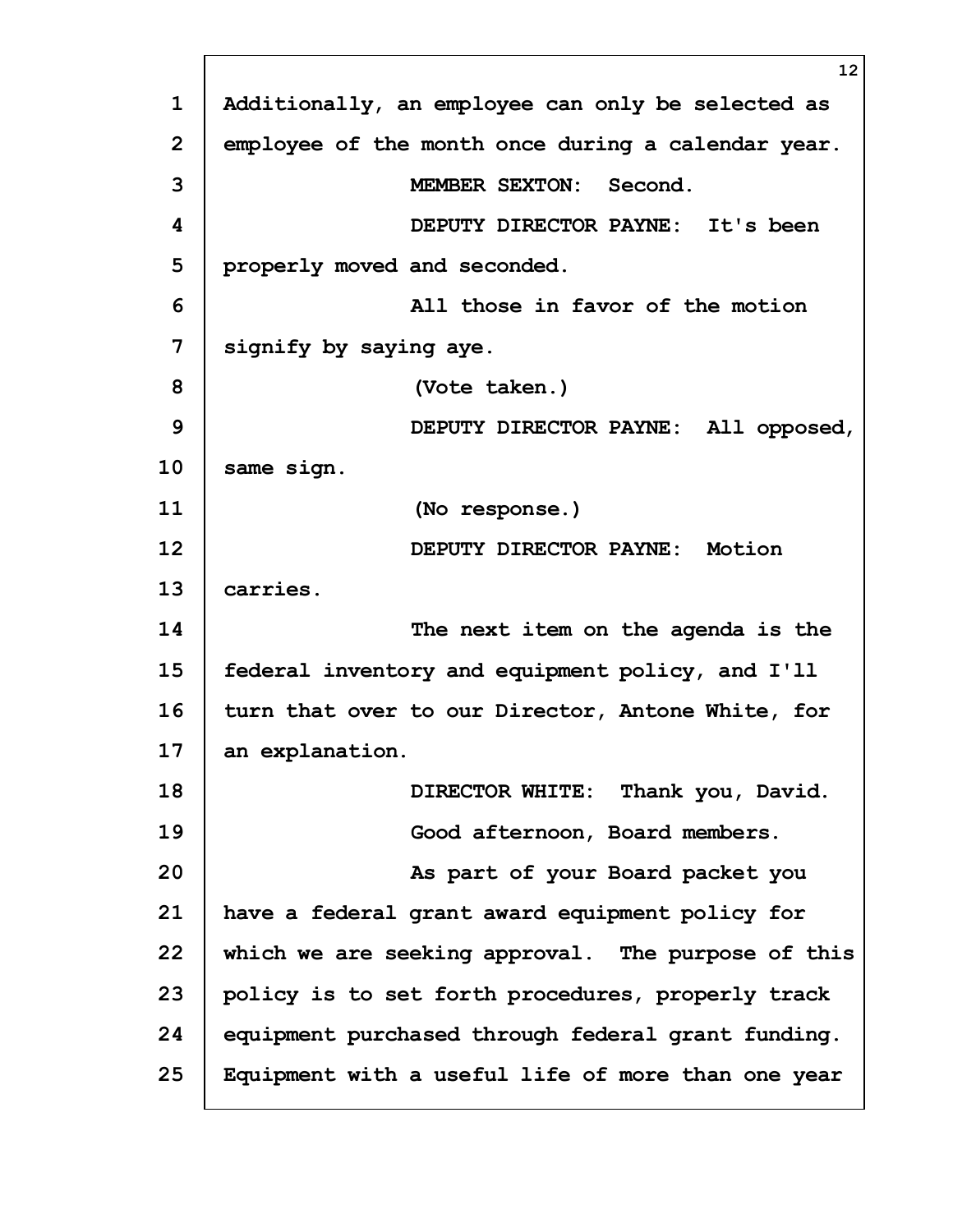Additionally, an employee can only be selected as employee of the month once during a calendar year.

MEMBER SEXTON: Second.

DEPUTY DIRECTOR PAYNE: It's been properly moved and seconded.

All those in favor of the motion signify by saying aye.

(Vote taken.)

DEPUTY DIRECTOR PAYNE: All opposed, same sign.

(No response.)

DEPUTY DIRECTOR PAYNE: Motion carries.

The next item on the agenda is the federal inventory and equipment policy, and I'll turn that over to our Director, Antone White, for an explanation.

DIRECTOR WHITE: Thank you, David.

Good afternoon, Board members.

As part of your Board packet you have a federal grant award equipment policy for which we are seeking approval. The purpose of this policy is to set forth procedures, properly track equipment purchased through federal grant funding. Equipment with a useful life of more than one year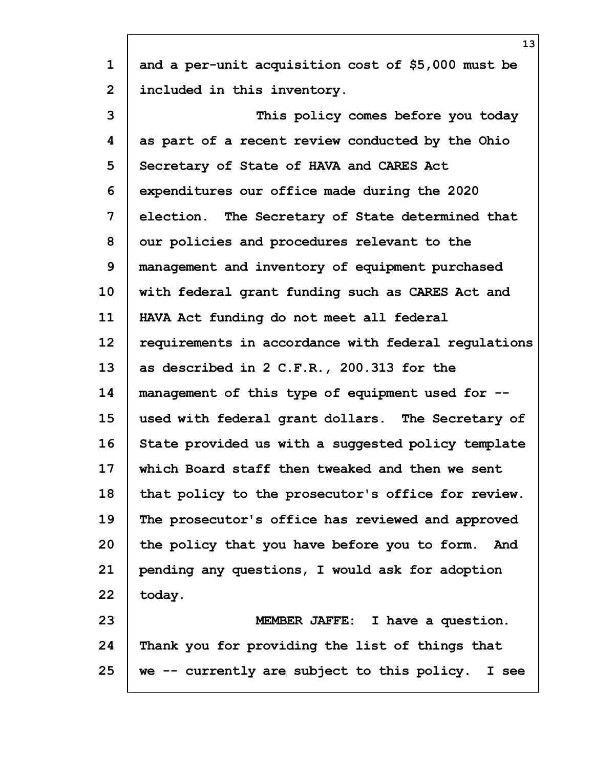and a per-unit acquisition cost of $5,000 must be included in this inventory.

This policy comes before you today as part of a recent review conducted by the Ohio Secretary of State of HAVA and CARES Act expenditures our office made during the 2020 election. The Secretary of State determined that our policies and procedures relevant to the management and inventory of equipment purchased with federal grant funding such as CARES Act and HAVA Act funding do not meet all federal requirements in accordance with federal regulations as described in 2 C.F.R., 200.313 for the management of this type of equipment used for -- used with federal grant dollars. The Secretary of State provided us with a suggested policy template which Board staff then tweaked and then we sent that policy to the prosecutor's office for review. The prosecutor's office has reviewed and approved the policy that you have before you to form. And pending any questions, I would ask for adoption today.

MEMBER JAFFE: I have a question. Thank you for providing the list of things that we -- currently are subject to this policy. I see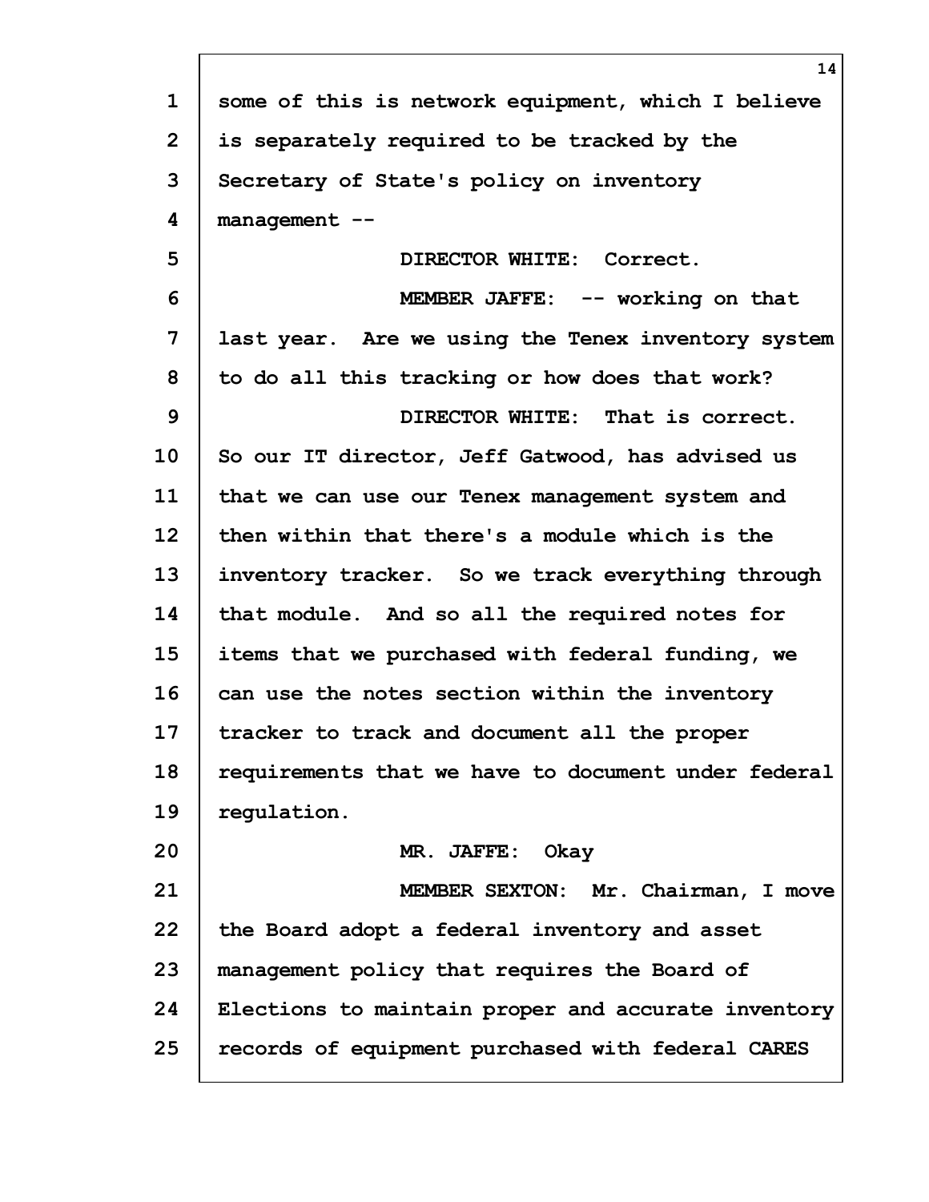some of this is network equipment, which I believe is separately required to be tracked by the Secretary of State's policy on inventory management --

DIRECTOR WHITE: Correct.

MEMBER JAFFE: -- working on that last year. Are we using the Tenex inventory system to do all this tracking or how does that work?

DIRECTOR WHITE: That is correct. So our IT director, Jeff Gatwood, has advised us that we can use our Tenex management system and then within that there's a module which is the inventory tracker. So we track everything through that module. And so all the required notes for items that we purchased with federal funding, we can use the notes section within the inventory tracker to track and document all the proper requirements that we have to document under federal regulation.

MR. JAFFE: Okay

MEMBER SEXTON: Mr. Chairman, I move the Board adopt a federal inventory and asset management policy that requires the Board of Elections to maintain proper and accurate inventory records of equipment purchased with federal CARES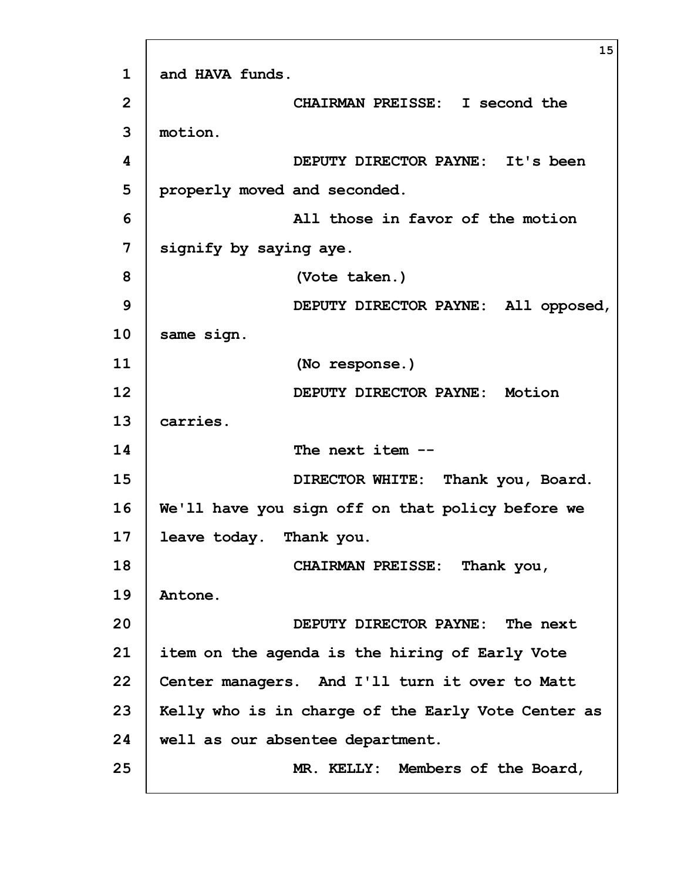and HAVA funds.

CHAIRMAN PREISSE: I second the motion.

DEPUTY DIRECTOR PAYNE: It's been properly moved and seconded.

All those in favor of the motion signify by saying aye.

(Vote taken.)

DEPUTY DIRECTOR PAYNE: All opposed, same sign.

(No response.)

DEPUTY DIRECTOR PAYNE: Motion carries.

The next item --

DIRECTOR WHITE: Thank you, Board. We'll have you sign off on that policy before we leave today. Thank you.

CHAIRMAN PREISSE: Thank you, Antone.

DEPUTY DIRECTOR PAYNE: The next item on the agenda is the hiring of Early Vote Center managers. And I'll turn it over to Matt Kelly who is in charge of the Early Vote Center as well as our absentee department.

MR. KELLY: Members of the Board,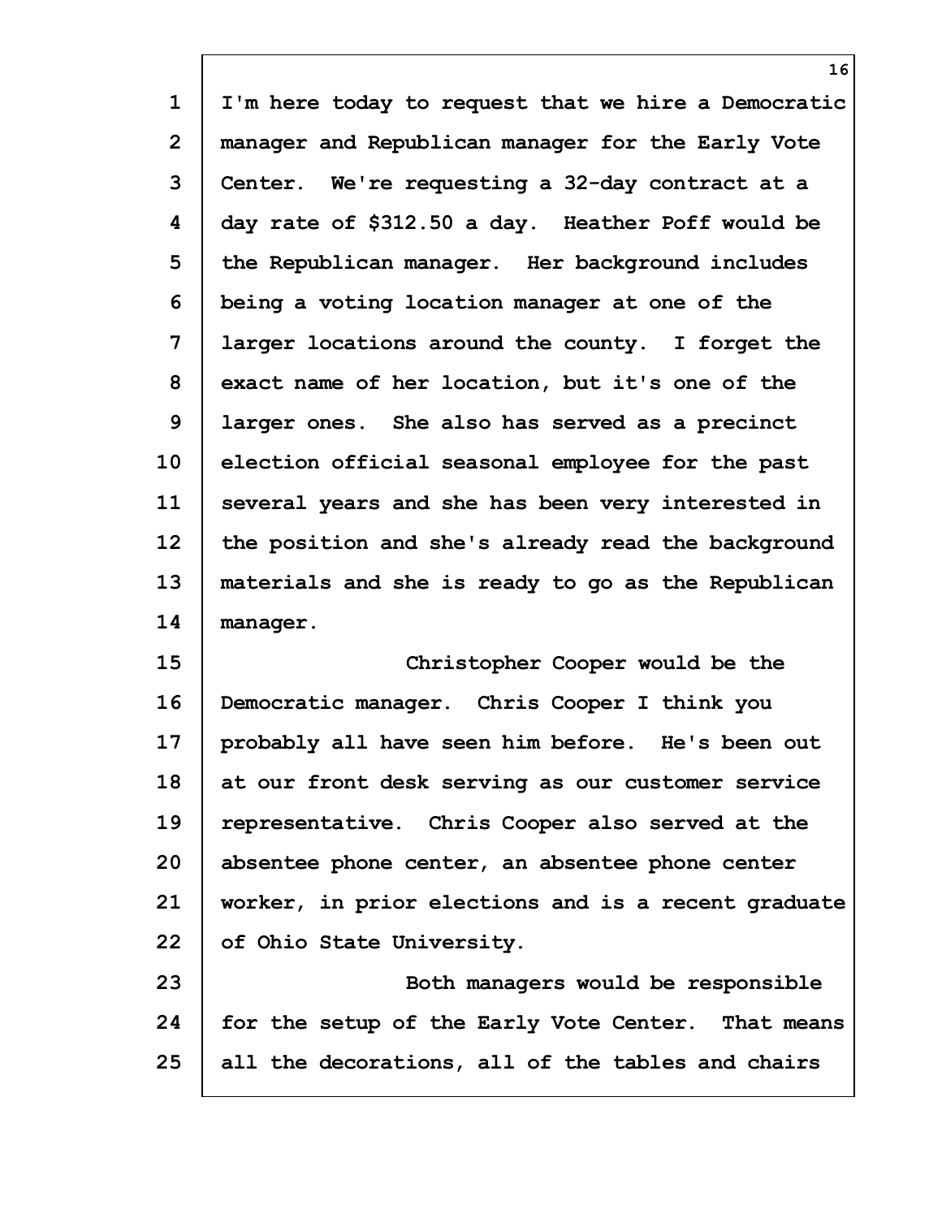I'm here today to request that we hire a Democratic manager and Republican manager for the Early Vote Center. We're requesting a 32-day contract at a day rate of $312.50 a day. Heather Poff would be the Republican manager. Her background includes being a voting location manager at one of the larger locations around the county. I forget the exact name of her location, but it's one of the larger ones. She also has served as a precinct election official seasonal employee for the past several years and she has been very interested in the position and she's already read the background materials and she is ready to go as the Republican manager.

Christopher Cooper would be the Democratic manager. Chris Cooper I think you probably all have seen him before. He's been out at our front desk serving as our customer service representative. Chris Cooper also served at the absentee phone center, an absentee phone center worker, in prior elections and is a recent graduate of Ohio State University.

Both managers would be responsible for the setup of the Early Vote Center. That means all the decorations, all of the tables and chairs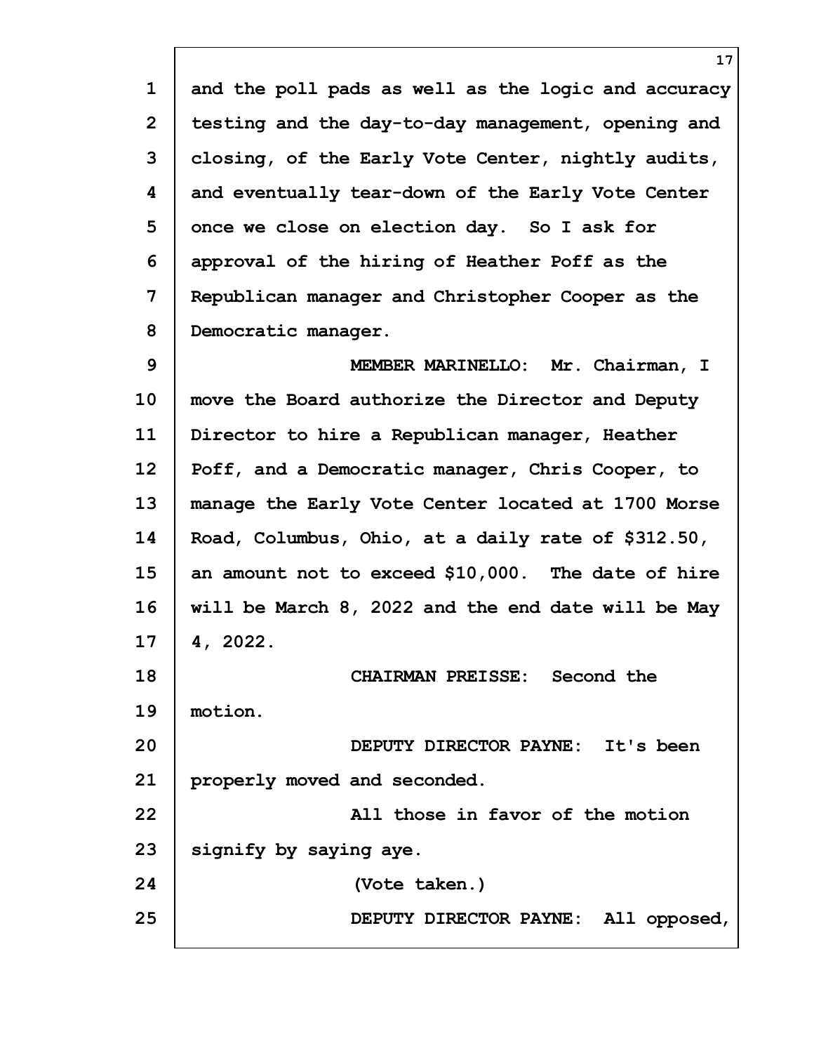and the poll pads as well as the logic and accuracy testing and the day-to-day management, opening and closing, of the Early Vote Center, nightly audits, and eventually tear-down of the Early Vote Center once we close on election day. So I ask for approval of the hiring of Heather Poff as the Republican manager and Christopher Cooper as the Democratic manager.

MEMBER MARINELLO: Mr. Chairman, I move the Board authorize the Director and Deputy Director to hire a Republican manager, Heather Poff, and a Democratic manager, Chris Cooper, to manage the Early Vote Center located at 1700 Morse Road, Columbus, Ohio, at a daily rate of $312.50, an amount not to exceed $10,000. The date of hire will be March 8, 2022 and the end date will be May 4, 2022.

CHAIRMAN PREISSE: Second the motion.

DEPUTY DIRECTOR PAYNE: It's been properly moved and seconded.

All those in favor of the motion signify by saying aye.

(Vote taken.)

DEPUTY DIRECTOR PAYNE: All opposed,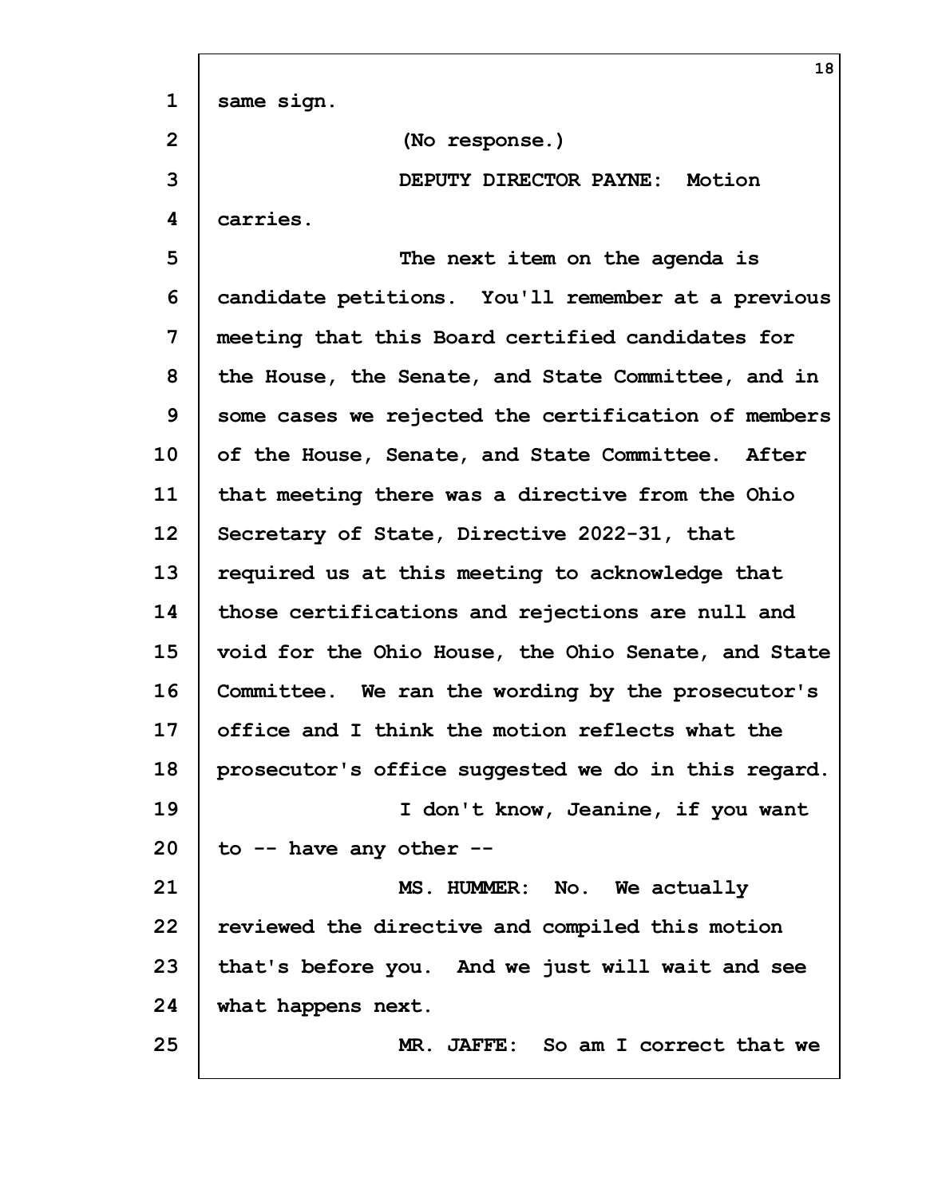same sign.

(No response.)

DEPUTY DIRECTOR PAYNE: Motion carries.

The next item on the agenda is candidate petitions. You'll remember at a previous meeting that this Board certified candidates for the House, the Senate, and State Committee, and in some cases we rejected the certification of members of the House, Senate, and State Committee. After that meeting there was a directive from the Ohio Secretary of State, Directive 2022-31, that required us at this meeting to acknowledge that those certifications and rejections are null and void for the Ohio House, the Ohio Senate, and State Committee. We ran the wording by the prosecutor's office and I think the motion reflects what the prosecutor's office suggested we do in this regard.

I don't know, Jeanine, if you want to -- have any other --

MS. HUMMER: No. We actually reviewed the directive and compiled this motion that's before you. And we just will wait and see what happens next.

MR. JAFFE: So am I correct that we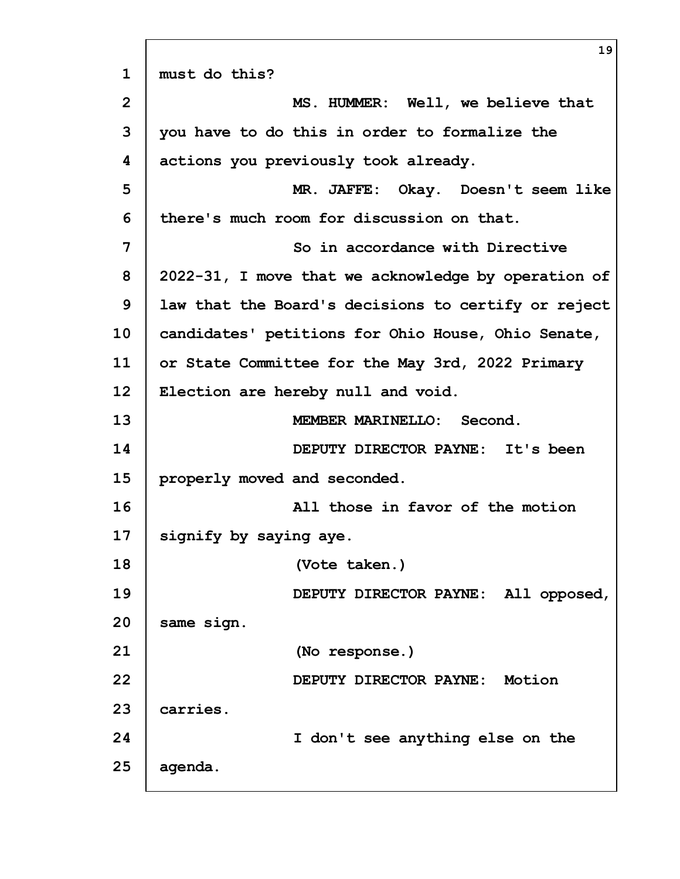must do this?

MS. HUMMER: Well, we believe that you have to do this in order to formalize the actions you previously took already.

MR. JAFFE: Okay. Doesn't seem like there's much room for discussion on that.

So in accordance with Directive 2022-31, I move that we acknowledge by operation of law that the Board's decisions to certify or reject candidates' petitions for Ohio House, Ohio Senate, or State Committee for the May 3rd, 2022 Primary Election are hereby null and void.

MEMBER MARINELLO: Second.

DEPUTY DIRECTOR PAYNE: It's been properly moved and seconded.

All those in favor of the motion signify by saying aye.

(Vote taken.)

DEPUTY DIRECTOR PAYNE: All opposed, same sign.

(No response.)

DEPUTY DIRECTOR PAYNE: Motion carries.

I don't see anything else on the agenda.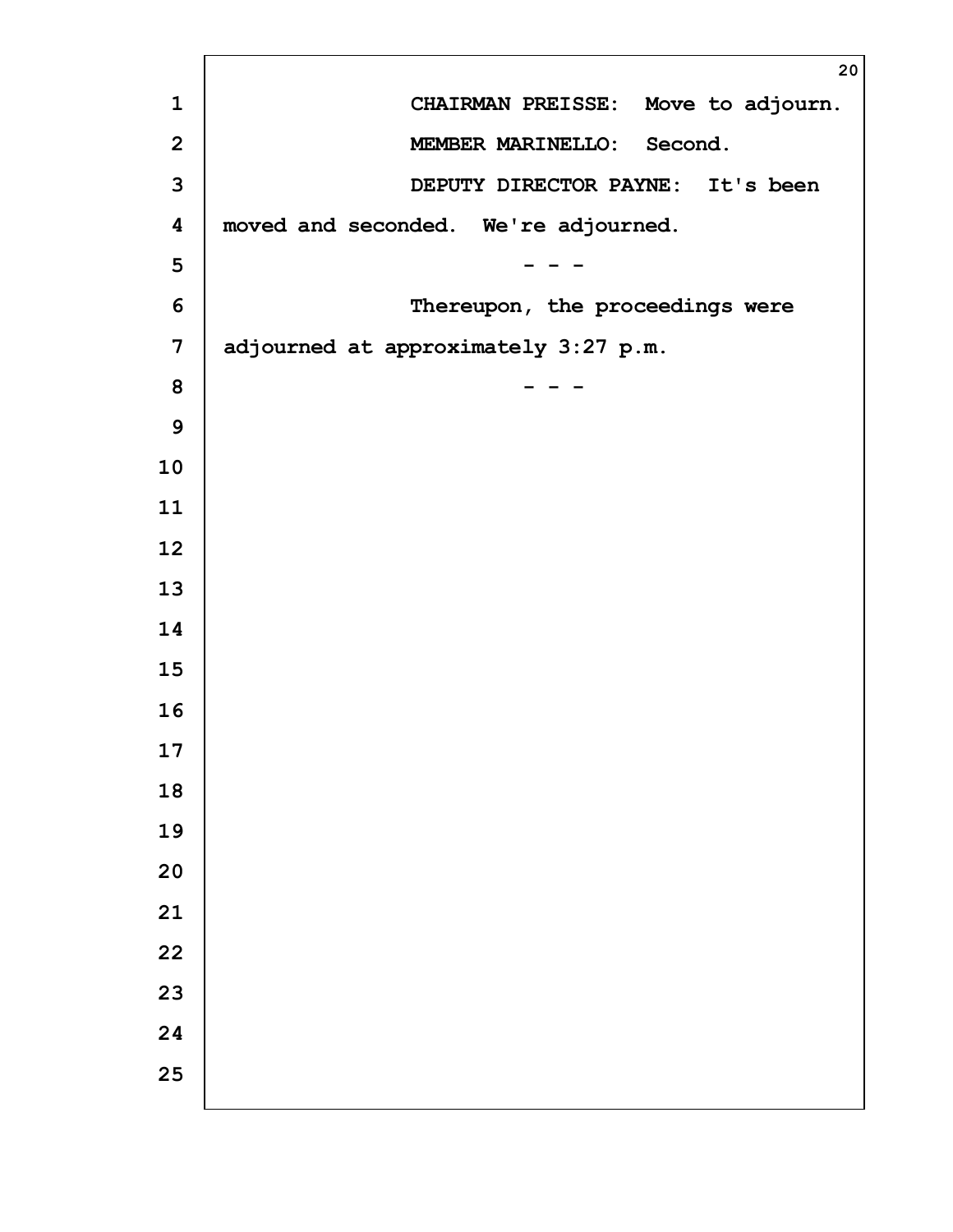CHAIRMAN PREISSE: Move to adjourn.

MEMBER MARINELLO: Second.

DEPUTY DIRECTOR PAYNE: It's been moved and seconded. We're adjourned.

\- - -

Thereupon, the proceedings were adjourned at approximately 3:27 p.m.

\- - -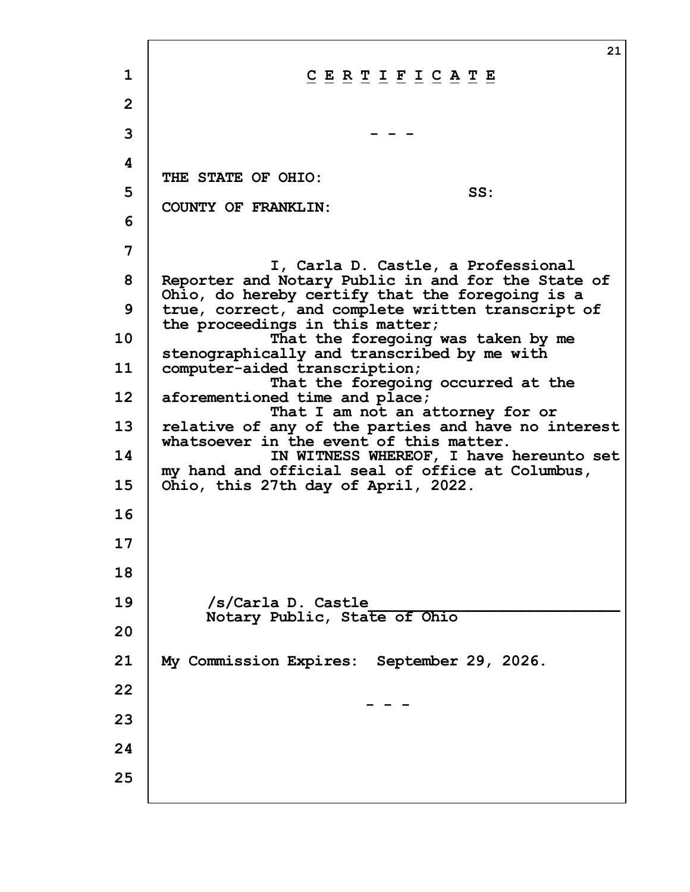# C E R T I F I C A T E

\- - -

THE STATE OF OHIO:
SS:
COUNTY OF FRANKLIN:

I, Carla D. Castle, a Professional Reporter and Notary Public in and for the State of Ohio, do hereby certify that the foregoing is a true, correct, and complete written transcript of the proceedings in this matter;

That the foregoing was taken by me stenographically and transcribed by me with computer-aided transcription;

That the foregoing occurred at the aforementioned time and place;

That I am not an attorney for or relative of any of the parties and have no interest whatsoever in the event of this matter.

IN WITNESS WHEREOF, I have hereunto set my hand and official seal of office at Columbus, Ohio, this 27th day of April, 2022.

/s/Carla D. Castle___________________________
Notary Public, State of Ohio

My Commission Expires: September 29, 2026.

\- - -